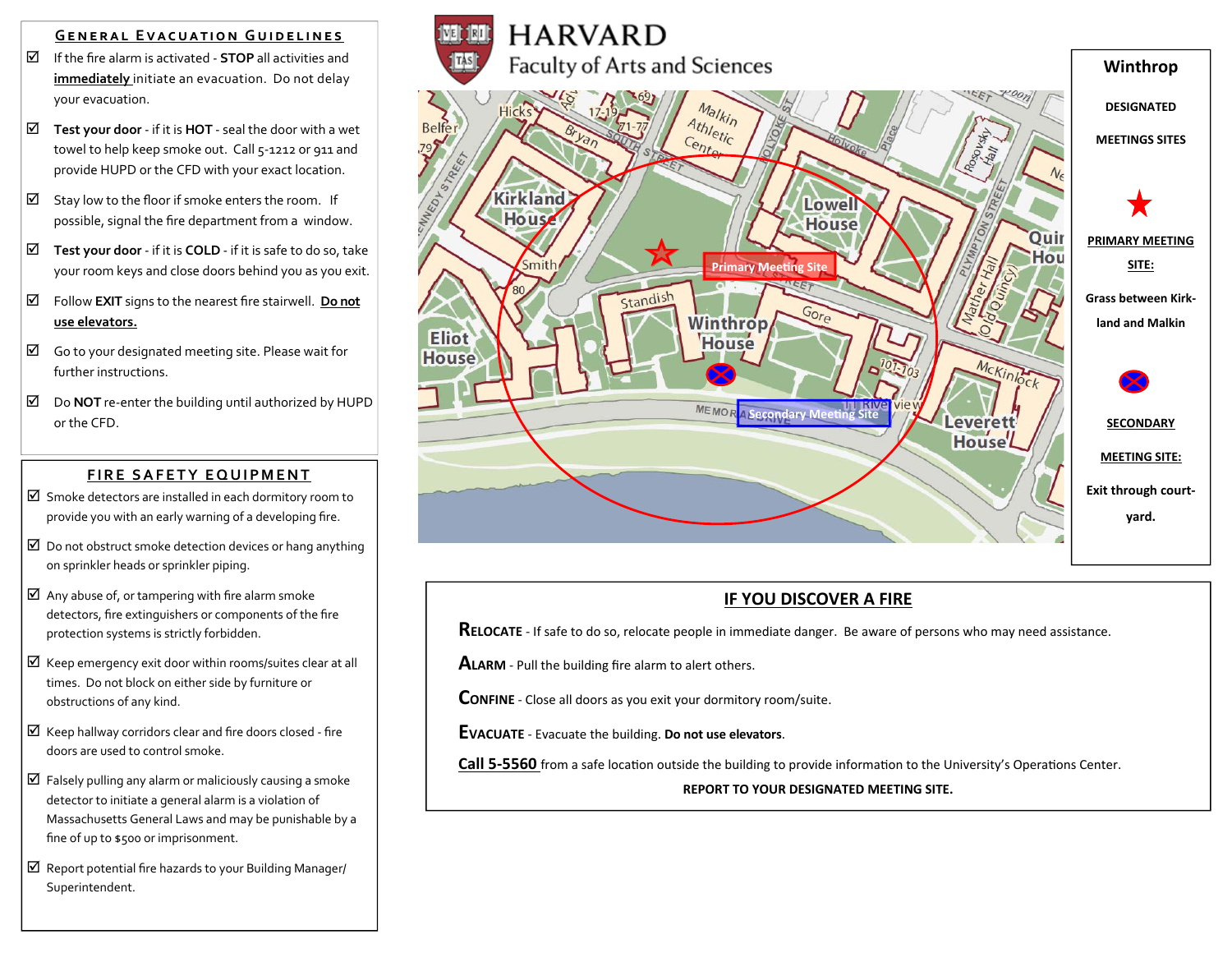## General Evacuation Guidelines

- ☑ If the fire alarm is activated - **STOP** all activities and **immediately** initiate an evacuation. Do not delay your evacuation.
- ☑ **Test your door** - if it is **HOT** - seal the door with a wet towel to help keep smoke out. Call 5-1212 or 911 and provide HUPD or the CFD with your exact location.
- ☑ Stay low to the floor if smoke enters the room. If possible, signal the fire department from a window.
- ☑ **Test your door** - if it is **COLD** - if it is safe to do so, take your room keys and close doors behind you as you exit.
- ☑ Follow **EXIT** signs to the nearest fire stairwell. **Do not use elevators.**
- ☑ Go to your designated meeting site. Please wait for further instructions.
- ☑ Do **NOT** re-enter the building until authorized by HUPD or the CFD.

## Fire Safety Equipment

- ☑ Smoke detectors are installed in each dormitory room to provide you with an early warning of a developing fire.
- ☑ Do not obstruct smoke detection devices or hang anything on sprinkler heads or sprinkler piping.
- ☑ Any abuse of, or tampering with fire alarm smoke detectors, fire extinguishers or components of the fire protection systems is strictly forbidden.
- ☑ Keep emergency exit door within rooms/suites clear at all times. Do not block on either side by furniture or obstructions of any kind.
- ☑ Keep hallway corridors clear and fire doors closed - fire doors are used to control smoke.
- ☑ Falsely pulling any alarm or maliciously causing a smoke detector to initiate a general alarm is a violation of Massachusetts General Laws and may be punishable by a fine of up to $500 or imprisonment.
- ☑ Report potential fire hazards to your Building Manager/ Superintendent.

# HARVARD
## Faculty of Arts and Sciences

Primary Meeting Site

Secondary Meeting Site

## Winthrop

**DESIGNATED MEETINGS SITES**

**PRIMARY MEETING SITE:**

**Grass between Kirkland and Malkin**

**SECONDARY MEETING SITE:**

**Exit through courtyard.**

## IF YOU DISCOVER A FIRE

**Relocate** - If safe to do so, relocate people in immediate danger. Be aware of persons who may need assistance.

**Alarm** - Pull the building fire alarm to alert others.

**Confine** - Close all doors as you exit your dormitory room/suite.

**Evacuate** - Evacuate the building. **Do not use elevators**.

**Call 5-5560** from a safe location outside the building to provide information to the University's Operations Center.

**REPORT TO YOUR DESIGNATED MEETING SITE.**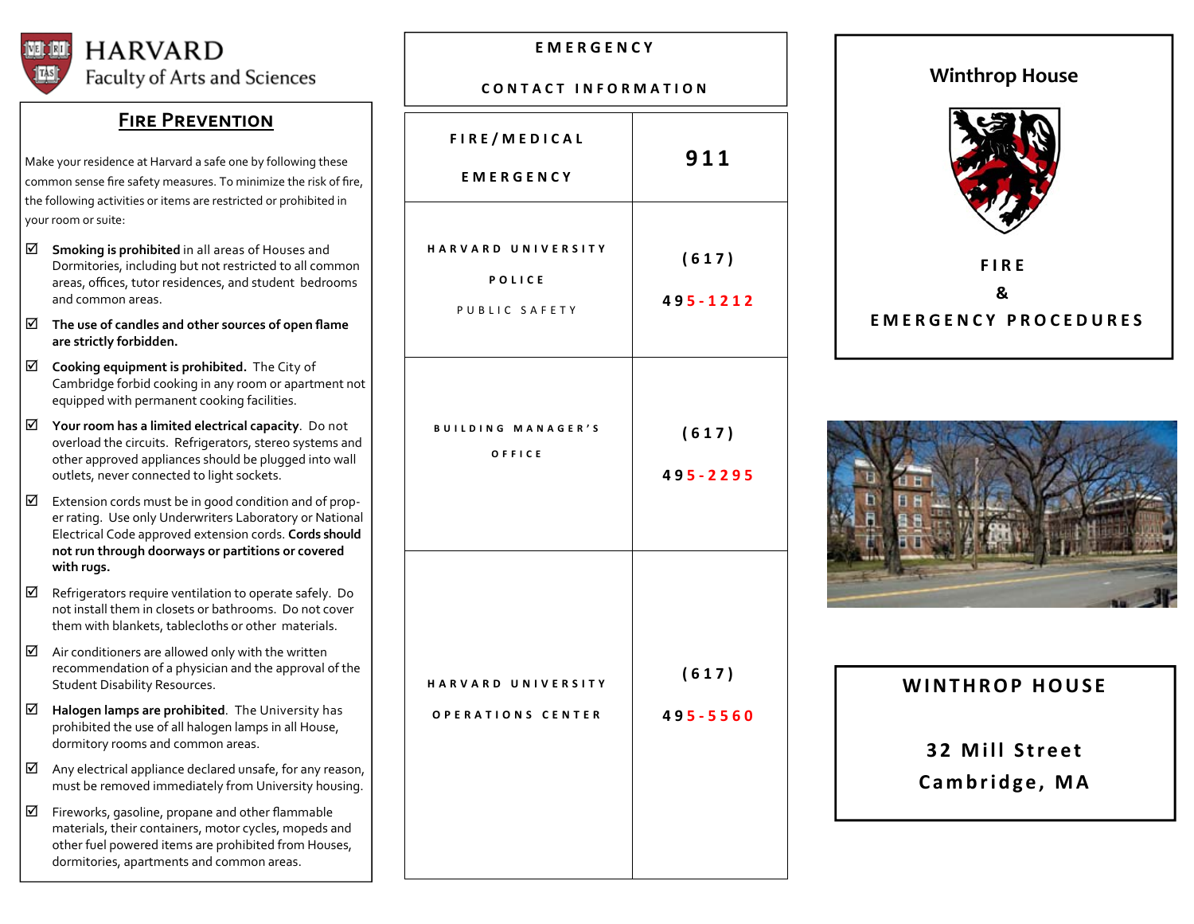HARVARD
Faculty of Arts and Sciences

## Fire Prevention

Make your residence at Harvard a safe one by following these common sense fire safety measures. To minimize the risk of fire, the following activities or items are restricted or prohibited in your room or suite:

- ☑ **Smoking is prohibited** in all areas of Houses and Dormitories, including but not restricted to all common areas, offices, tutor residences, and student bedrooms and common areas.
- ☑ **The use of candles and other sources of open flame are strictly forbidden.**
- ☑ **Cooking equipment is prohibited.** The City of Cambridge forbid cooking in any room or apartment not equipped with permanent cooking facilities.
- ☑ **Your room has a limited electrical capacity**. Do not overload the circuits. Refrigerators, stereo systems and other approved appliances should be plugged into wall outlets, never connected to light sockets.
- ☑ Extension cords must be in good condition and of proper rating. Use only Underwriters Laboratory or National Electrical Code approved extension cords. **Cords should not run through doorways or partitions or covered with rugs.**
- ☑ Refrigerators require ventilation to operate safely. Do not install them in closets or bathrooms. Do not cover them with blankets, tablecloths or other materials.
- ☑ Air conditioners are allowed only with the written recommendation of a physician and the approval of the Student Disability Resources.
- ☑ **Halogen lamps are prohibited**. The University has prohibited the use of all halogen lamps in all House, dormitory rooms and common areas.
- ☑ Any electrical appliance declared unsafe, for any reason, must be removed immediately from University housing.
- ☑ Fireworks, gasoline, propane and other flammable materials, their containers, motor cycles, mopeds and other fuel powered items are prohibited from Houses, dormitories, apartments and common areas.

## EMERGENCY CONTACT INFORMATION

| | |
|---|---|
| FIRE/MEDICAL EMERGENCY | 911 |
| HARVARD UNIVERSITY POLICE PUBLIC SAFETY | (617) 495-1212 |
| BUILDING MANAGER'S OFFICE | (617) 495-2295 |
| HARVARD UNIVERSITY OPERATIONS CENTER | (617) 495-5560 |

## Winthrop House

**FIRE & EMERGENCY PROCEDURES**

**WINTHROP HOUSE**

**32 Mill Street**
**Cambridge, MA**